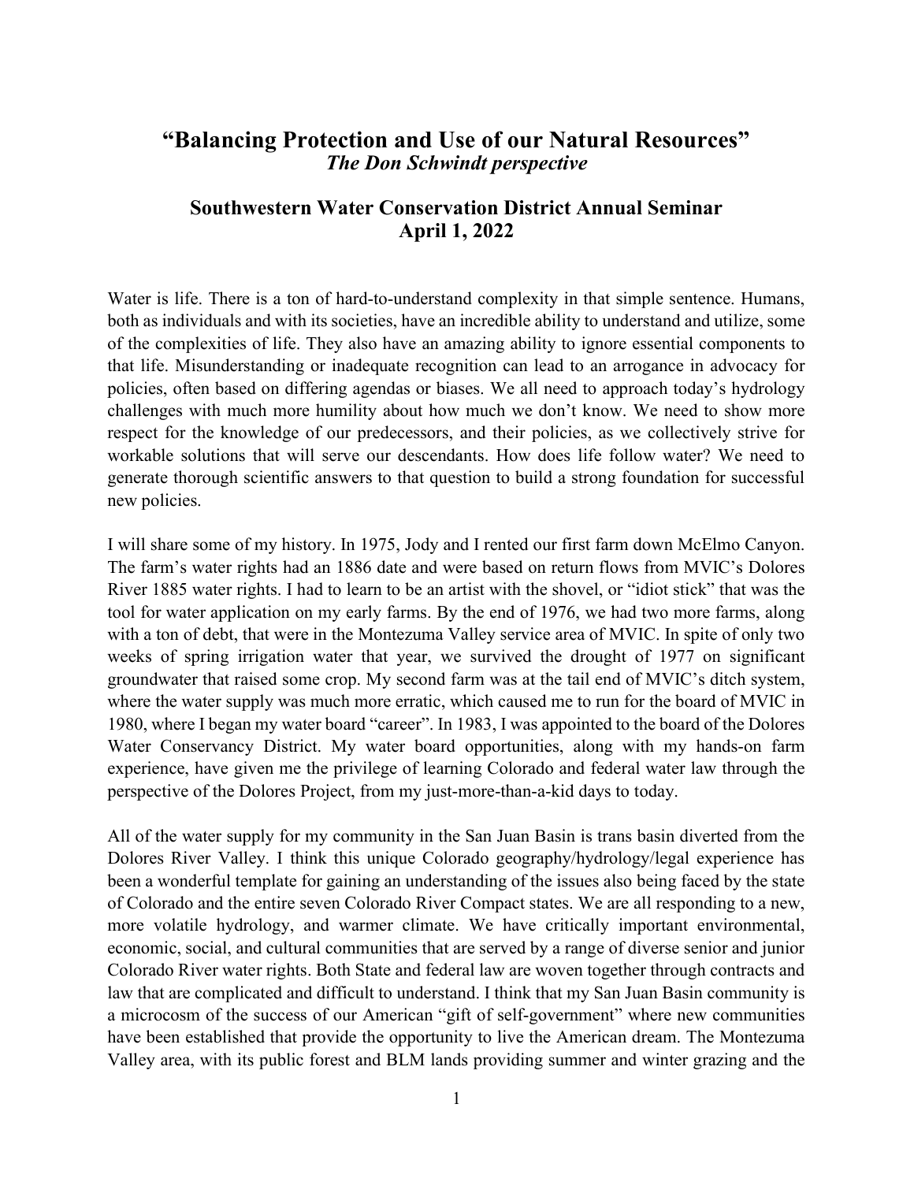## "Balancing Protection and Use of our Natural Resources"

***The Don Schwindt perspective***

### Southwestern Water Conservation District Annual Seminar
### April 1, 2022

Water is life. There is a ton of hard-to-understand complexity in that simple sentence. Humans, both as individuals and with its societies, have an incredible ability to understand and utilize, some of the complexities of life. They also have an amazing ability to ignore essential components to that life. Misunderstanding or inadequate recognition can lead to an arrogance in advocacy for policies, often based on differing agendas or biases. We all need to approach today's hydrology challenges with much more humility about how much we don't know. We need to show more respect for the knowledge of our predecessors, and their policies, as we collectively strive for workable solutions that will serve our descendants. How does life follow water? We need to generate thorough scientific answers to that question to build a strong foundation for successful new policies.

I will share some of my history. In 1975, Jody and I rented our first farm down McElmo Canyon. The farm's water rights had an 1886 date and were based on return flows from MVIC's Dolores River 1885 water rights. I had to learn to be an artist with the shovel, or "idiot stick" that was the tool for water application on my early farms. By the end of 1976, we had two more farms, along with a ton of debt, that were in the Montezuma Valley service area of MVIC. In spite of only two weeks of spring irrigation water that year, we survived the drought of 1977 on significant groundwater that raised some crop. My second farm was at the tail end of MVIC's ditch system, where the water supply was much more erratic, which caused me to run for the board of MVIC in 1980, where I began my water board "career". In 1983, I was appointed to the board of the Dolores Water Conservancy District. My water board opportunities, along with my hands-on farm experience, have given me the privilege of learning Colorado and federal water law through the perspective of the Dolores Project, from my just-more-than-a-kid days to today.

All of the water supply for my community in the San Juan Basin is trans basin diverted from the Dolores River Valley. I think this unique Colorado geography/hydrology/legal experience has been a wonderful template for gaining an understanding of the issues also being faced by the state of Colorado and the entire seven Colorado River Compact states. We are all responding to a new, more volatile hydrology, and warmer climate. We have critically important environmental, economic, social, and cultural communities that are served by a range of diverse senior and junior Colorado River water rights. Both State and federal law are woven together through contracts and law that are complicated and difficult to understand. I think that my San Juan Basin community is a microcosm of the success of our American "gift of self-government" where new communities have been established that provide the opportunity to live the American dream. The Montezuma Valley area, with its public forest and BLM lands providing summer and winter grazing and the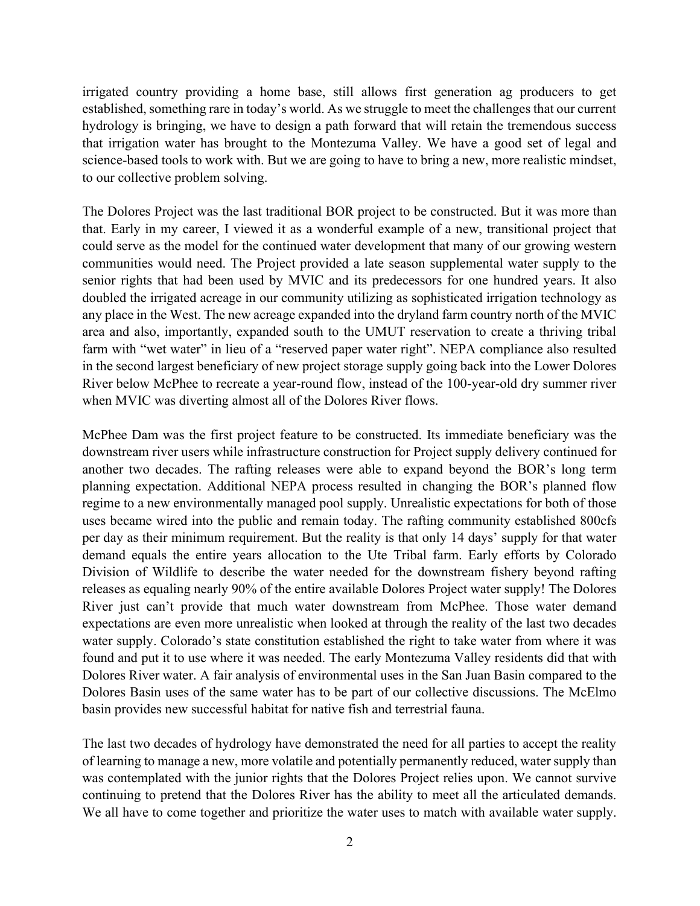irrigated country providing a home base, still allows first generation ag producers to get established, something rare in today's world. As we struggle to meet the challenges that our current hydrology is bringing, we have to design a path forward that will retain the tremendous success that irrigation water has brought to the Montezuma Valley. We have a good set of legal and science-based tools to work with. But we are going to have to bring a new, more realistic mindset, to our collective problem solving.

The Dolores Project was the last traditional BOR project to be constructed. But it was more than that. Early in my career, I viewed it as a wonderful example of a new, transitional project that could serve as the model for the continued water development that many of our growing western communities would need. The Project provided a late season supplemental water supply to the senior rights that had been used by MVIC and its predecessors for one hundred years. It also doubled the irrigated acreage in our community utilizing as sophisticated irrigation technology as any place in the West. The new acreage expanded into the dryland farm country north of the MVIC area and also, importantly, expanded south to the UMUT reservation to create a thriving tribal farm with "wet water" in lieu of a "reserved paper water right". NEPA compliance also resulted in the second largest beneficiary of new project storage supply going back into the Lower Dolores River below McPhee to recreate a year-round flow, instead of the 100-year-old dry summer river when MVIC was diverting almost all of the Dolores River flows.

McPhee Dam was the first project feature to be constructed. Its immediate beneficiary was the downstream river users while infrastructure construction for Project supply delivery continued for another two decades. The rafting releases were able to expand beyond the BOR's long term planning expectation. Additional NEPA process resulted in changing the BOR's planned flow regime to a new environmentally managed pool supply. Unrealistic expectations for both of those uses became wired into the public and remain today. The rafting community established 800cfs per day as their minimum requirement. But the reality is that only 14 days' supply for that water demand equals the entire years allocation to the Ute Tribal farm. Early efforts by Colorado Division of Wildlife to describe the water needed for the downstream fishery beyond rafting releases as equaling nearly 90% of the entire available Dolores Project water supply! The Dolores River just can't provide that much water downstream from McPhee. Those water demand expectations are even more unrealistic when looked at through the reality of the last two decades water supply. Colorado's state constitution established the right to take water from where it was found and put it to use where it was needed. The early Montezuma Valley residents did that with Dolores River water. A fair analysis of environmental uses in the San Juan Basin compared to the Dolores Basin uses of the same water has to be part of our collective discussions. The McElmo basin provides new successful habitat for native fish and terrestrial fauna.

The last two decades of hydrology have demonstrated the need for all parties to accept the reality of learning to manage a new, more volatile and potentially permanently reduced, water supply than was contemplated with the junior rights that the Dolores Project relies upon. We cannot survive continuing to pretend that the Dolores River has the ability to meet all the articulated demands. We all have to come together and prioritize the water uses to match with available water supply.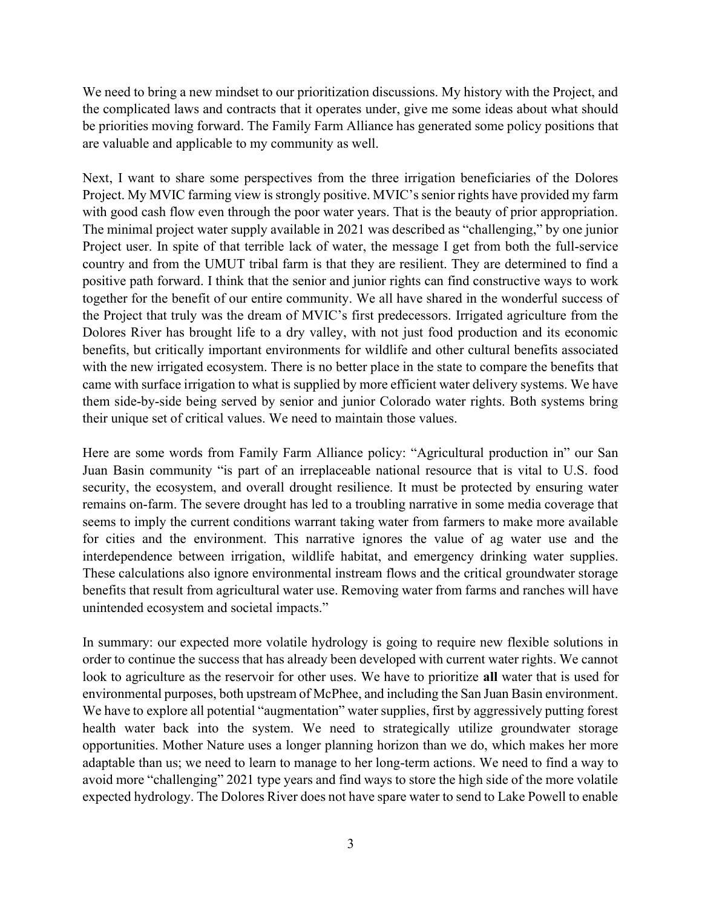We need to bring a new mindset to our prioritization discussions. My history with the Project, and the complicated laws and contracts that it operates under, give me some ideas about what should be priorities moving forward. The Family Farm Alliance has generated some policy positions that are valuable and applicable to my community as well.

Next, I want to share some perspectives from the three irrigation beneficiaries of the Dolores Project. My MVIC farming view is strongly positive. MVIC's senior rights have provided my farm with good cash flow even through the poor water years. That is the beauty of prior appropriation. The minimal project water supply available in 2021 was described as "challenging," by one junior Project user. In spite of that terrible lack of water, the message I get from both the full-service country and from the UMUT tribal farm is that they are resilient. They are determined to find a positive path forward. I think that the senior and junior rights can find constructive ways to work together for the benefit of our entire community. We all have shared in the wonderful success of the Project that truly was the dream of MVIC's first predecessors. Irrigated agriculture from the Dolores River has brought life to a dry valley, with not just food production and its economic benefits, but critically important environments for wildlife and other cultural benefits associated with the new irrigated ecosystem. There is no better place in the state to compare the benefits that came with surface irrigation to what is supplied by more efficient water delivery systems. We have them side-by-side being served by senior and junior Colorado water rights. Both systems bring their unique set of critical values. We need to maintain those values.

Here are some words from Family Farm Alliance policy: "Agricultural production in" our San Juan Basin community "is part of an irreplaceable national resource that is vital to U.S. food security, the ecosystem, and overall drought resilience. It must be protected by ensuring water remains on-farm. The severe drought has led to a troubling narrative in some media coverage that seems to imply the current conditions warrant taking water from farmers to make more available for cities and the environment. This narrative ignores the value of ag water use and the interdependence between irrigation, wildlife habitat, and emergency drinking water supplies. These calculations also ignore environmental instream flows and the critical groundwater storage benefits that result from agricultural water use. Removing water from farms and ranches will have unintended ecosystem and societal impacts."

In summary: our expected more volatile hydrology is going to require new flexible solutions in order to continue the success that has already been developed with current water rights. We cannot look to agriculture as the reservoir for other uses. We have to prioritize **all** water that is used for environmental purposes, both upstream of McPhee, and including the San Juan Basin environment. We have to explore all potential "augmentation" water supplies, first by aggressively putting forest health water back into the system. We need to strategically utilize groundwater storage opportunities. Mother Nature uses a longer planning horizon than we do, which makes her more adaptable than us; we need to learn to manage to her long-term actions. We need to find a way to avoid more "challenging" 2021 type years and find ways to store the high side of the more volatile expected hydrology. The Dolores River does not have spare water to send to Lake Powell to enable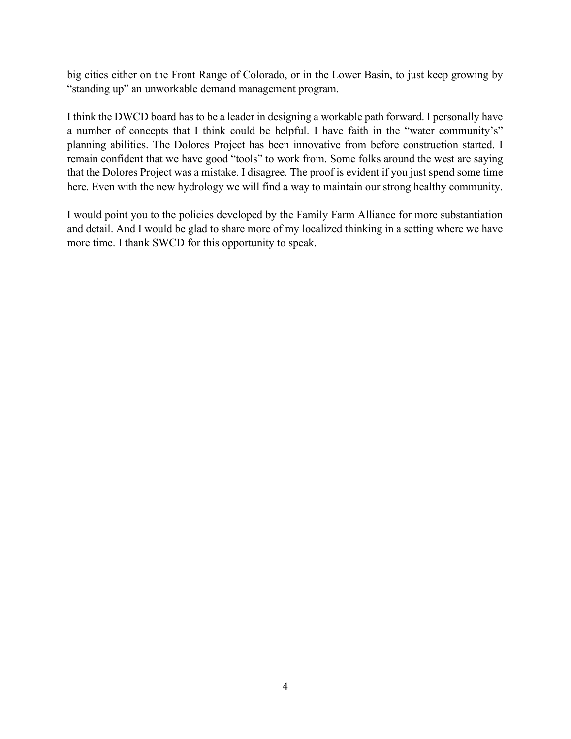big cities either on the Front Range of Colorado, or in the Lower Basin, to just keep growing by "standing up" an unworkable demand management program.

I think the DWCD board has to be a leader in designing a workable path forward. I personally have a number of concepts that I think could be helpful. I have faith in the "water community's" planning abilities. The Dolores Project has been innovative from before construction started. I remain confident that we have good "tools" to work from. Some folks around the west are saying that the Dolores Project was a mistake. I disagree. The proof is evident if you just spend some time here. Even with the new hydrology we will find a way to maintain our strong healthy community.

I would point you to the policies developed by the Family Farm Alliance for more substantiation and detail. And I would be glad to share more of my localized thinking in a setting where we have more time. I thank SWCD for this opportunity to speak.